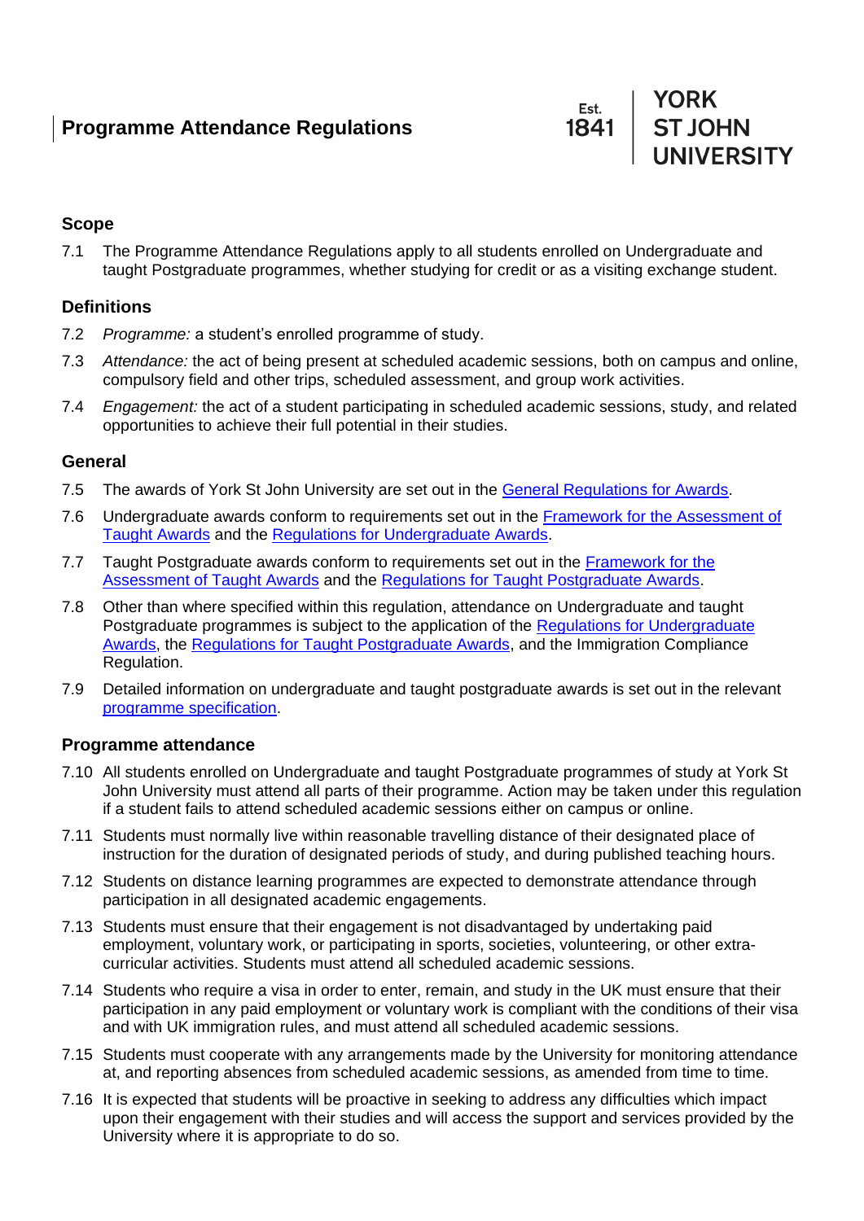# Programme Attendance Regulations

YORK ST JOHN UNIVERSITY
Est. 1841

## Scope

7.1 The Programme Attendance Regulations apply to all students enrolled on Undergraduate and taught Postgraduate programmes, whether studying for credit or as a visiting exchange student.

## Definitions

7.2 *Programme:* a student's enrolled programme of study.

7.3 *Attendance:* the act of being present at scheduled academic sessions, both on campus and online, compulsory field and other trips, scheduled assessment, and group work activities.

7.4 *Engagement:* the act of a student participating in scheduled academic sessions, study, and related opportunities to achieve their full potential in their studies.

## General

7.5 The awards of York St John University are set out in the General Regulations for Awards.

7.6 Undergraduate awards conform to requirements set out in the Framework for the Assessment of Taught Awards and the Regulations for Undergraduate Awards.

7.7 Taught Postgraduate awards conform to requirements set out in the Framework for the Assessment of Taught Awards and the Regulations for Taught Postgraduate Awards.

7.8 Other than where specified within this regulation, attendance on Undergraduate and taught Postgraduate programmes is subject to the application of the Regulations for Undergraduate Awards, the Regulations for Taught Postgraduate Awards, and the Immigration Compliance Regulation.

7.9 Detailed information on undergraduate and taught postgraduate awards is set out in the relevant programme specification.

## Programme attendance

7.10 All students enrolled on Undergraduate and taught Postgraduate programmes of study at York St John University must attend all parts of their programme. Action may be taken under this regulation if a student fails to attend scheduled academic sessions either on campus or online.

7.11 Students must normally live within reasonable travelling distance of their designated place of instruction for the duration of designated periods of study, and during published teaching hours.

7.12 Students on distance learning programmes are expected to demonstrate attendance through participation in all designated academic engagements.

7.13 Students must ensure that their engagement is not disadvantaged by undertaking paid employment, voluntary work, or participating in sports, societies, volunteering, or other extra-curricular activities. Students must attend all scheduled academic sessions.

7.14 Students who require a visa in order to enter, remain, and study in the UK must ensure that their participation in any paid employment or voluntary work is compliant with the conditions of their visa and with UK immigration rules, and must attend all scheduled academic sessions.

7.15 Students must cooperate with any arrangements made by the University for monitoring attendance at, and reporting absences from scheduled academic sessions, as amended from time to time.

7.16 It is expected that students will be proactive in seeking to address any difficulties which impact upon their engagement with their studies and will access the support and services provided by the University where it is appropriate to do so.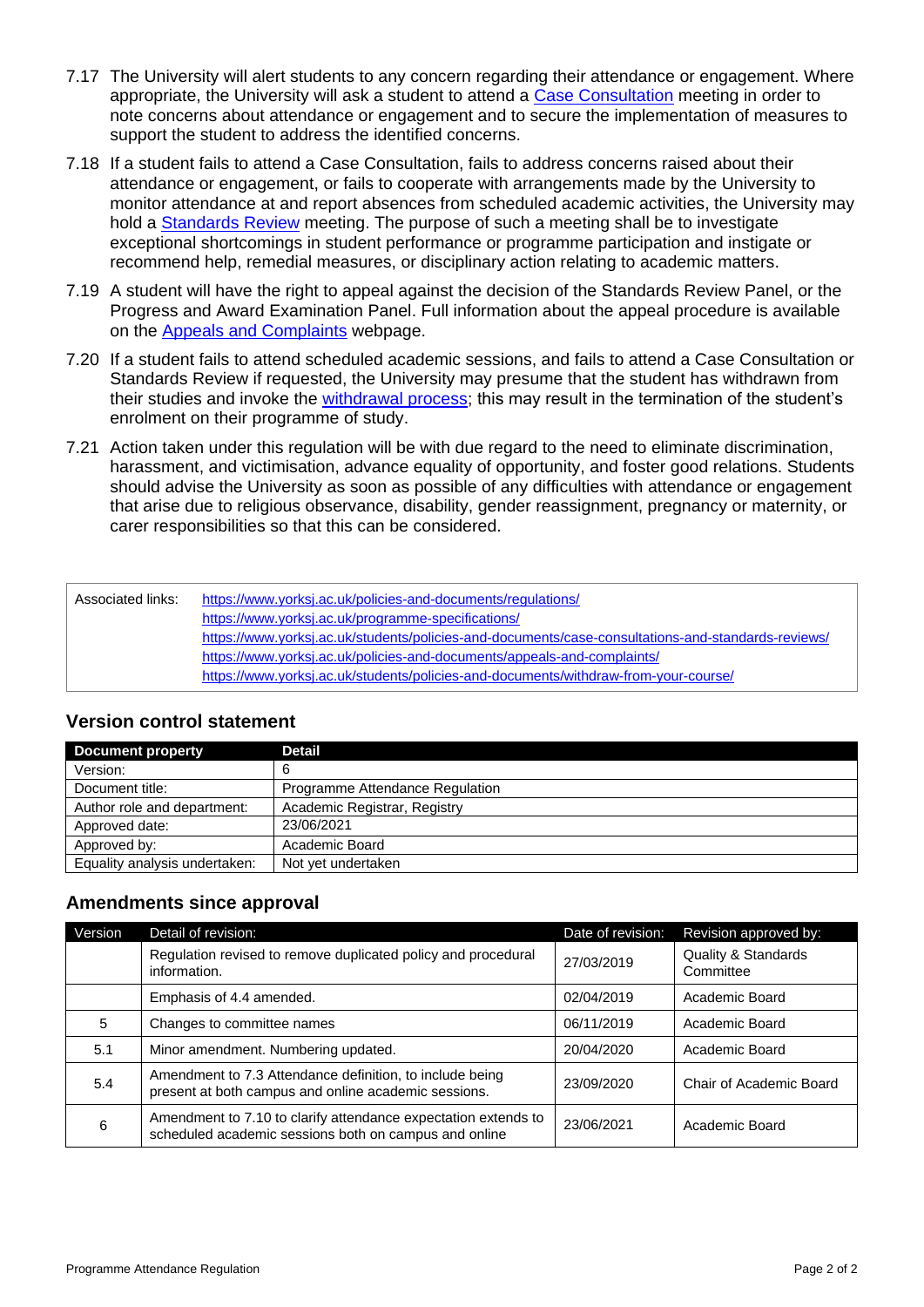7.17 The University will alert students to any concern regarding their attendance or engagement. Where appropriate, the University will ask a student to attend a [Case Consultation](https://www.yorksj.ac.uk/students/policies-and-documents/case-consultations-and-standards-reviews/) meeting in order to note concerns about attendance or engagement and to secure the implementation of measures to support the student to address the identified concerns.

7.18 If a student fails to attend a Case Consultation, fails to address concerns raised about their attendance or engagement, or fails to cooperate with arrangements made by the University to monitor attendance at and report absences from scheduled academic activities, the University may hold a [Standards Review](https://www.yorksj.ac.uk/students/policies-and-documents/case-consultations-and-standards-reviews/) meeting. The purpose of such a meeting shall be to investigate exceptional shortcomings in student performance or programme participation and instigate or recommend help, remedial measures, or disciplinary action relating to academic matters.

7.19 A student will have the right to appeal against the decision of the Standards Review Panel, or the Progress and Award Examination Panel. Full information about the appeal procedure is available on the [Appeals and Complaints](https://www.yorksj.ac.uk/policies-and-documents/appeals-and-complaints/) webpage.

7.20 If a student fails to attend scheduled academic sessions, and fails to attend a Case Consultation or Standards Review if requested, the University may presume that the student has withdrawn from their studies and invoke the [withdrawal process](https://www.yorksj.ac.uk/students/policies-and-documents/withdraw-from-your-course/); this may result in the termination of the student's enrolment on their programme of study.

7.21 Action taken under this regulation will be with due regard to the need to eliminate discrimination, harassment, and victimisation, advance equality of opportunity, and foster good relations. Students should advise the University as soon as possible of any difficulties with attendance or engagement that arise due to religious observance, disability, gender reassignment, pregnancy or maternity, or carer responsibilities so that this can be considered.

| | |
|---|---|
| Associated links: | https://www.yorksj.ac.uk/policies-and-documents/regulations/ <br> https://www.yorksj.ac.uk/programme-specifications/ <br> https://www.yorksj.ac.uk/students/policies-and-documents/case-consultations-and-standards-reviews/ <br> https://www.yorksj.ac.uk/policies-and-documents/appeals-and-complaints/ <br> https://www.yorksj.ac.uk/students/policies-and-documents/withdraw-from-your-course/ |

## Version control statement

| Document property | Detail |
|---|---|
| Version: | 6 |
| Document title: | Programme Attendance Regulation |
| Author role and department: | Academic Registrar, Registry |
| Approved date: | 23/06/2021 |
| Approved by: | Academic Board |
| Equality analysis undertaken: | Not yet undertaken |

## Amendments since approval

| Version | Detail of revision: | Date of revision: | Revision approved by: |
|---|---|---|---|
| | Regulation revised to remove duplicated policy and procedural information. | 27/03/2019 | Quality & Standards Committee |
| | Emphasis of 4.4 amended. | 02/04/2019 | Academic Board |
| 5 | Changes to committee names | 06/11/2019 | Academic Board |
| 5.1 | Minor amendment. Numbering updated. | 20/04/2020 | Academic Board |
| 5.4 | Amendment to 7.3 Attendance definition, to include being present at both campus and online academic sessions. | 23/09/2020 | Chair of Academic Board |
| 6 | Amendment to 7.10 to clarify attendance expectation extends to scheduled academic sessions both on campus and online | 23/06/2021 | Academic Board |